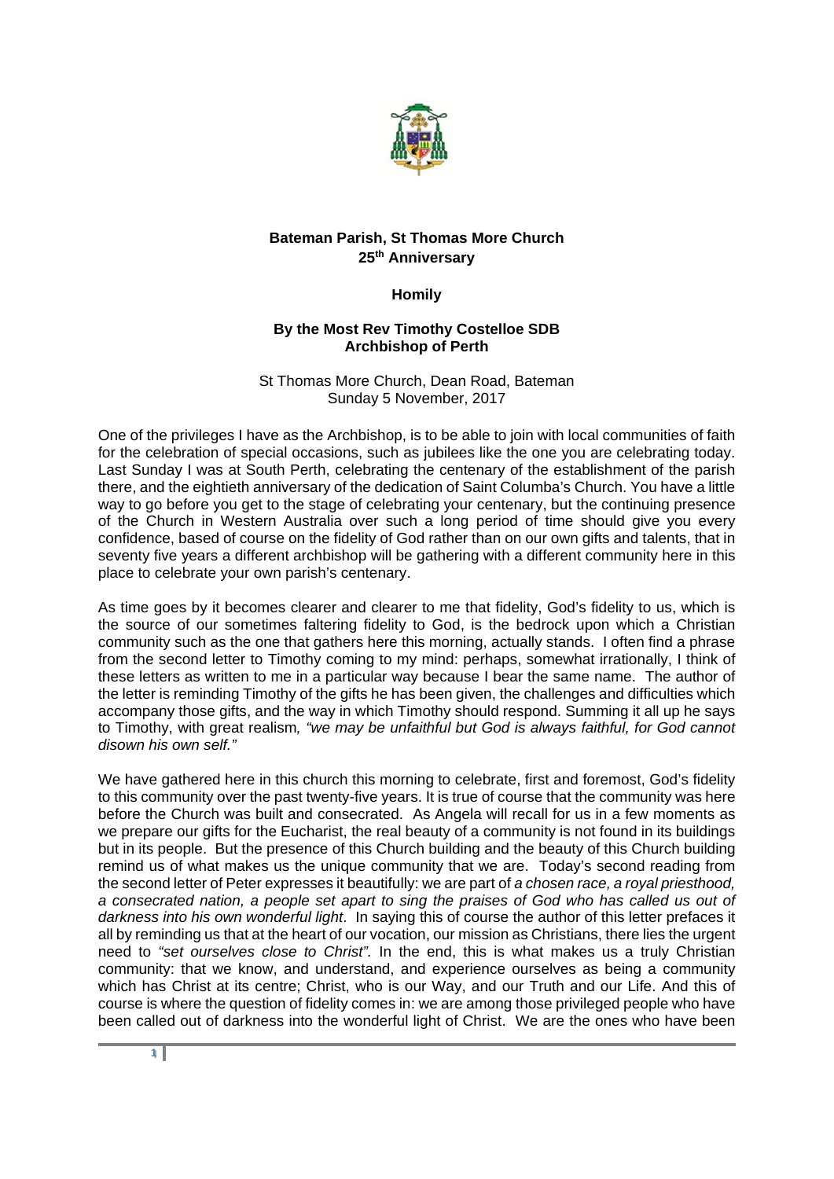**Bateman Parish, St Thomas More Church**
**25th Anniversary**

**Homily**

**By the Most Rev Timothy Costelloe SDB**
**Archbishop of Perth**

St Thomas More Church, Dean Road, Bateman
Sunday 5 November, 2017

One of the privileges I have as the Archbishop, is to be able to join with local communities of faith for the celebration of special occasions, such as jubilees like the one you are celebrating today. Last Sunday I was at South Perth, celebrating the centenary of the establishment of the parish there, and the eightieth anniversary of the dedication of Saint Columba's Church. You have a little way to go before you get to the stage of celebrating your centenary, but the continuing presence of the Church in Western Australia over such a long period of time should give you every confidence, based of course on the fidelity of God rather than on our own gifts and talents, that in seventy five years a different archbishop will be gathering with a different community here in this place to celebrate your own parish's centenary.

As time goes by it becomes clearer and clearer to me that fidelity, God's fidelity to us, which is the source of our sometimes faltering fidelity to God, is the bedrock upon which a Christian community such as the one that gathers here this morning, actually stands. I often find a phrase from the second letter to Timothy coming to my mind: perhaps, somewhat irrationally, I think of these letters as written to me in a particular way because I bear the same name. The author of the letter is reminding Timothy of the gifts he has been given, the challenges and difficulties which accompany those gifts, and the way in which Timothy should respond. Summing it all up he says to Timothy, with great realism*, "we may be unfaithful but God is always faithful, for God cannot disown his own self."*

We have gathered here in this church this morning to celebrate, first and foremost, God's fidelity to this community over the past twenty-five years. It is true of course that the community was here before the Church was built and consecrated. As Angela will recall for us in a few moments as we prepare our gifts for the Eucharist, the real beauty of a community is not found in its buildings but in its people. But the presence of this Church building and the beauty of this Church building remind us of what makes us the unique community that we are. Today's second reading from the second letter of Peter expresses it beautifully: we are part of *a chosen race, a royal priesthood, a consecrated nation, a people set apart to sing the praises of God who has called us out of darkness into his own wonderful light*. In saying this of course the author of this letter prefaces it all by reminding us that at the heart of our vocation, our mission as Christians, there lies the urgent need to *"set ourselves close to Christ".* In the end, this is what makes us a truly Christian community: that we know, and understand, and experience ourselves as being a community which has Christ at its centre; Christ, who is our Way, and our Truth and our Life. And this of course is where the question of fidelity comes in: we are among those privileged people who have been called out of darkness into the wonderful light of Christ. We are the ones who have been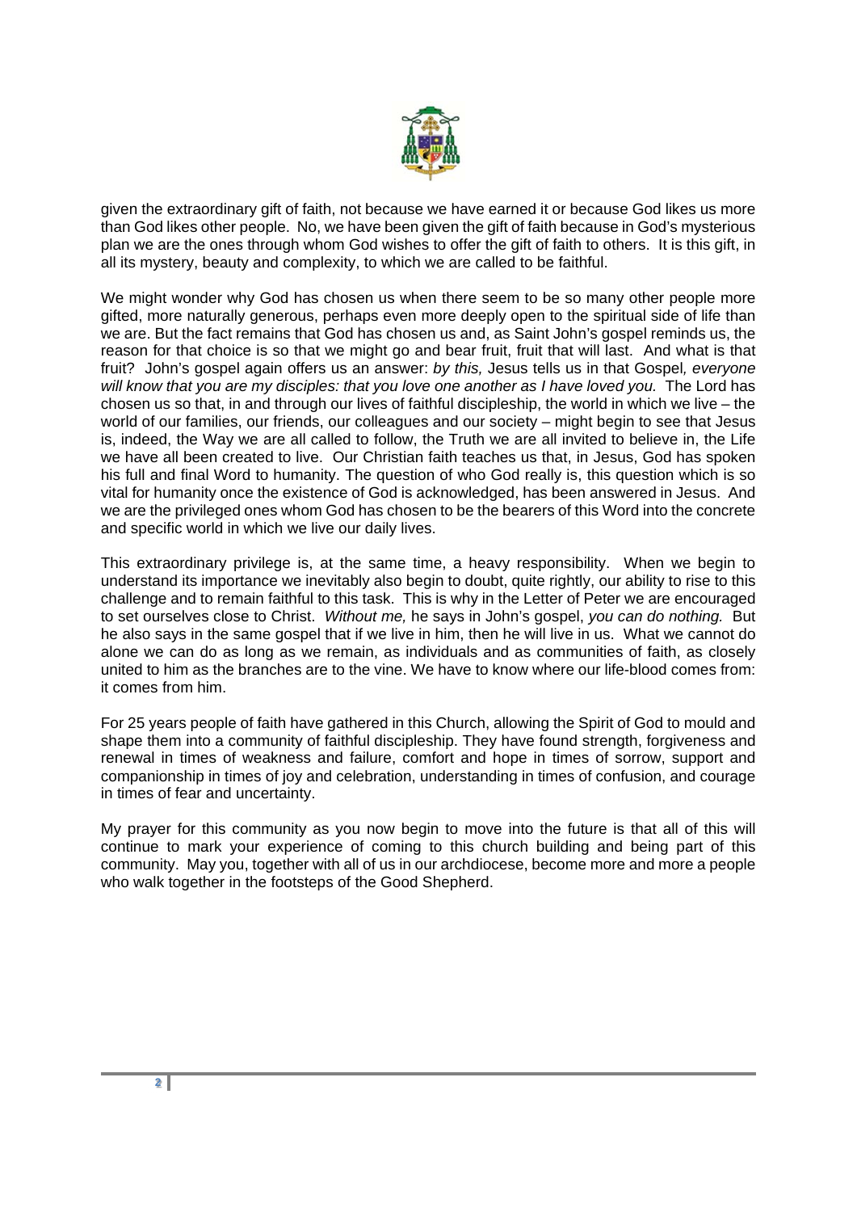given the extraordinary gift of faith, not because we have earned it or because God likes us more than God likes other people. No, we have been given the gift of faith because in God's mysterious plan we are the ones through whom God wishes to offer the gift of faith to others. It is this gift, in all its mystery, beauty and complexity, to which we are called to be faithful.

We might wonder why God has chosen us when there seem to be so many other people more gifted, more naturally generous, perhaps even more deeply open to the spiritual side of life than we are. But the fact remains that God has chosen us and, as Saint John's gospel reminds us, the reason for that choice is so that we might go and bear fruit, fruit that will last. And what is that fruit? John's gospel again offers us an answer: *by this,* Jesus tells us in that Gospel*, everyone will know that you are my disciples: that you love one another as I have loved you.* The Lord has chosen us so that, in and through our lives of faithful discipleship, the world in which we live – the world of our families, our friends, our colleagues and our society – might begin to see that Jesus is, indeed, the Way we are all called to follow, the Truth we are all invited to believe in, the Life we have all been created to live. Our Christian faith teaches us that, in Jesus, God has spoken his full and final Word to humanity. The question of who God really is, this question which is so vital for humanity once the existence of God is acknowledged, has been answered in Jesus. And we are the privileged ones whom God has chosen to be the bearers of this Word into the concrete and specific world in which we live our daily lives.

This extraordinary privilege is, at the same time, a heavy responsibility. When we begin to understand its importance we inevitably also begin to doubt, quite rightly, our ability to rise to this challenge and to remain faithful to this task. This is why in the Letter of Peter we are encouraged to set ourselves close to Christ. *Without me,* he says in John's gospel, *you can do nothing.* But he also says in the same gospel that if we live in him, then he will live in us. What we cannot do alone we can do as long as we remain, as individuals and as communities of faith, as closely united to him as the branches are to the vine. We have to know where our life-blood comes from: it comes from him.

For 25 years people of faith have gathered in this Church, allowing the Spirit of God to mould and shape them into a community of faithful discipleship. They have found strength, forgiveness and renewal in times of weakness and failure, comfort and hope in times of sorrow, support and companionship in times of joy and celebration, understanding in times of confusion, and courage in times of fear and uncertainty.

My prayer for this community as you now begin to move into the future is that all of this will continue to mark your experience of coming to this church building and being part of this community. May you, together with all of us in our archdiocese, become more and more a people who walk together in the footsteps of the Good Shepherd.